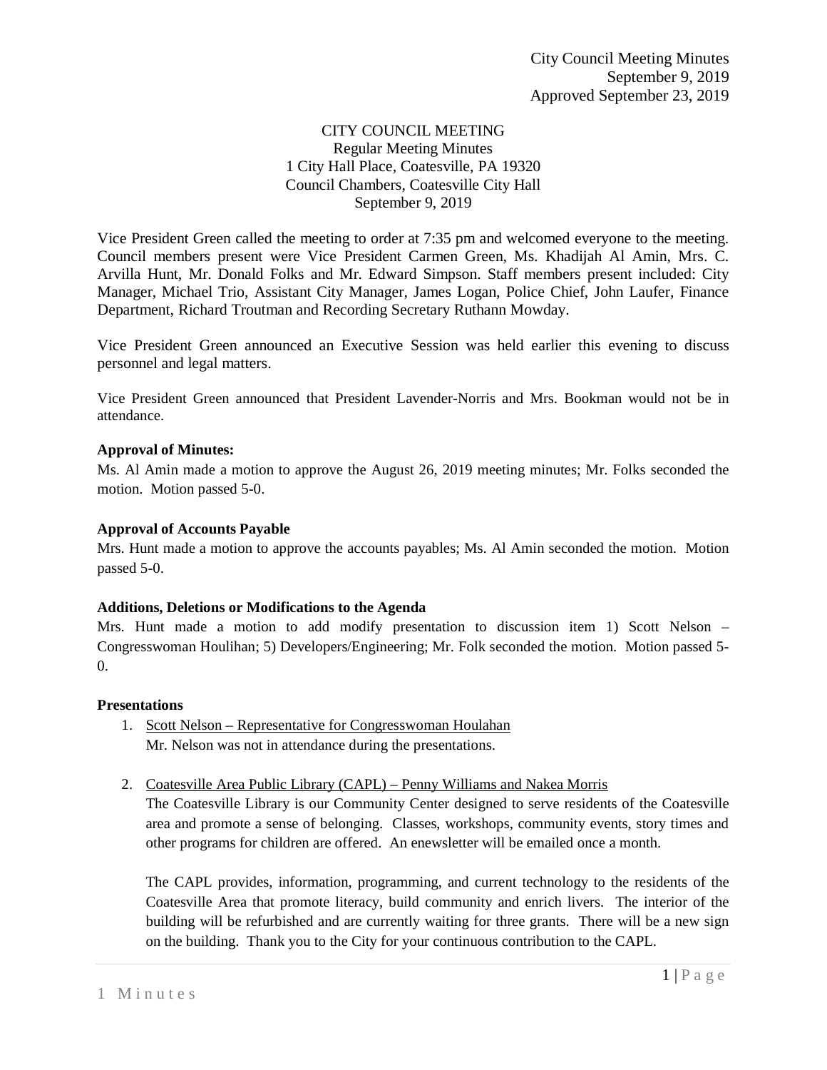City Council Meeting Minutes
September 9, 2019
Approved September 23, 2019

CITY COUNCIL MEETING
Regular Meeting Minutes
1 City Hall Place, Coatesville, PA 19320
Council Chambers, Coatesville City Hall
September 9, 2019

Vice President Green called the meeting to order at 7:35 pm and welcomed everyone to the meeting. Council members present were Vice President Carmen Green, Ms. Khadijah Al Amin, Mrs. C. Arvilla Hunt, Mr. Donald Folks and Mr. Edward Simpson. Staff members present included: City Manager, Michael Trio, Assistant City Manager, James Logan, Police Chief, John Laufer, Finance Department, Richard Troutman and Recording Secretary Ruthann Mowday.

Vice President Green announced an Executive Session was held earlier this evening to discuss personnel and legal matters.

Vice President Green announced that President Lavender-Norris and Mrs. Bookman would not be in attendance.

**Approval of Minutes:**

Ms. Al Amin made a motion to approve the August 26, 2019 meeting minutes; Mr. Folks seconded the motion. Motion passed 5-0.

**Approval of Accounts Payable**

Mrs. Hunt made a motion to approve the accounts payables; Ms. Al Amin seconded the motion. Motion passed 5-0.

**Additions, Deletions or Modifications to the Agenda**

Mrs. Hunt made a motion to add modify presentation to discussion item 1) Scott Nelson – Congresswoman Houlihan; 5) Developers/Engineering; Mr. Folk seconded the motion. Motion passed 5-0.

**Presentations**

1. Scott Nelson – Representative for Congresswoman Houlahan
   Mr. Nelson was not in attendance during the presentations.

2. Coatesville Area Public Library (CAPL) – Penny Williams and Nakea Morris
   The Coatesville Library is our Community Center designed to serve residents of the Coatesville area and promote a sense of belonging. Classes, workshops, community events, story times and other programs for children are offered. An enewsletter will be emailed once a month.

   The CAPL provides, information, programming, and current technology to the residents of the Coatesville Area that promote literacy, build community and enrich livers. The interior of the building will be refurbished and are currently waiting for three grants. There will be a new sign on the building. Thank you to the City for your continuous contribution to the CAPL.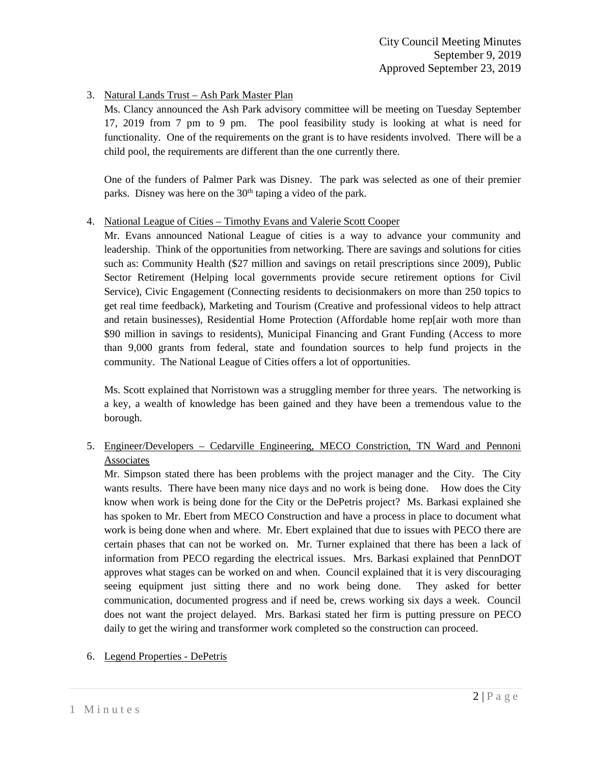3. Natural Lands Trust – Ash Park Master Plan

   Ms. Clancy announced the Ash Park advisory committee will be meeting on Tuesday September 17, 2019 from 7 pm to 9 pm. The pool feasibility study is looking at what is need for functionality. One of the requirements on the grant is to have residents involved. There will be a child pool, the requirements are different than the one currently there.

   One of the funders of Palmer Park was Disney. The park was selected as one of their premier parks. Disney was here on the 30th taping a video of the park.

4. National League of Cities – Timothy Evans and Valerie Scott Cooper

   Mr. Evans announced National League of cities is a way to advance your community and leadership. Think of the opportunities from networking. There are savings and solutions for cities such as: Community Health ($27 million and savings on retail prescriptions since 2009), Public Sector Retirement (Helping local governments provide secure retirement options for Civil Service), Civic Engagement (Connecting residents to decisionmakers on more than 250 topics to get real time feedback), Marketing and Tourism (Creative and professional videos to help attract and retain businesses), Residential Home Protection (Affordable home rep[air woth more than $90 million in savings to residents), Municipal Financing and Grant Funding (Access to more than 9,000 grants from federal, state and foundation sources to help fund projects in the community. The National League of Cities offers a lot of opportunities.

   Ms. Scott explained that Norristown was a struggling member for three years. The networking is a key, a wealth of knowledge has been gained and they have been a tremendous value to the borough.

5. Engineer/Developers – Cedarville Engineering, MECO Constriction, TN Ward and Pennoni Associates

   Mr. Simpson stated there has been problems with the project manager and the City. The City wants results. There have been many nice days and no work is being done. How does the City know when work is being done for the City or the DePetris project? Ms. Barkasi explained she has spoken to Mr. Ebert from MECO Construction and have a process in place to document what work is being done when and where. Mr. Ebert explained that due to issues with PECO there are certain phases that can not be worked on. Mr. Turner explained that there has been a lack of information from PECO regarding the electrical issues. Mrs. Barkasi explained that PennDOT approves what stages can be worked on and when. Council explained that it is very discouraging seeing equipment just sitting there and no work being done. They asked for better communication, documented progress and if need be, crews working six days a week. Council does not want the project delayed. Mrs. Barkasi stated her firm is putting pressure on PECO daily to get the wiring and transformer work completed so the construction can proceed.

6. Legend Properties - DePetris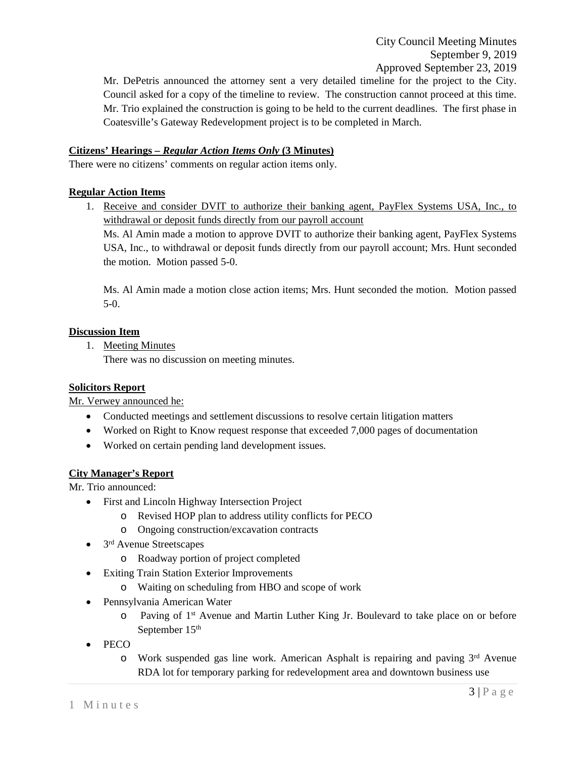Mr. DePetris announced the attorney sent a very detailed timeline for the project to the City. Council asked for a copy of the timeline to review. The construction cannot proceed at this time. Mr. Trio explained the construction is going to be held to the current deadlines. The first phase in Coatesville's Gateway Redevelopment project is to be completed in March.

**Citizens' Hearings – *Regular Action Items Only* (3 Minutes)**

There were no citizens' comments on regular action items only.

**Regular Action Items**

1. Receive and consider DVIT to authorize their banking agent, PayFlex Systems USA, Inc., to withdrawal or deposit funds directly from our payroll account

   Ms. Al Amin made a motion to approve DVIT to authorize their banking agent, PayFlex Systems USA, Inc., to withdrawal or deposit funds directly from our payroll account; Mrs. Hunt seconded the motion. Motion passed 5-0.

   Ms. Al Amin made a motion close action items; Mrs. Hunt seconded the motion. Motion passed 5-0.

**Discussion Item**

1. Meeting Minutes

   There was no discussion on meeting minutes.

**Solicitors Report**

Mr. Verwey announced he:

- Conducted meetings and settlement discussions to resolve certain litigation matters
- Worked on Right to Know request response that exceeded 7,000 pages of documentation
- Worked on certain pending land development issues.

**City Manager's Report**

Mr. Trio announced:

- First and Lincoln Highway Intersection Project
  - Revised HOP plan to address utility conflicts for PECO
  - Ongoing construction/excavation contracts
- 3rd Avenue Streetscapes
  - Roadway portion of project completed
- Exiting Train Station Exterior Improvements
  - Waiting on scheduling from HBO and scope of work
- Pennsylvania American Water
  - Paving of 1st Avenue and Martin Luther King Jr. Boulevard to take place on or before September 15th
- PECO
  - Work suspended gas line work. American Asphalt is repairing and paving 3rd Avenue RDA lot for temporary parking for redevelopment area and downtown business use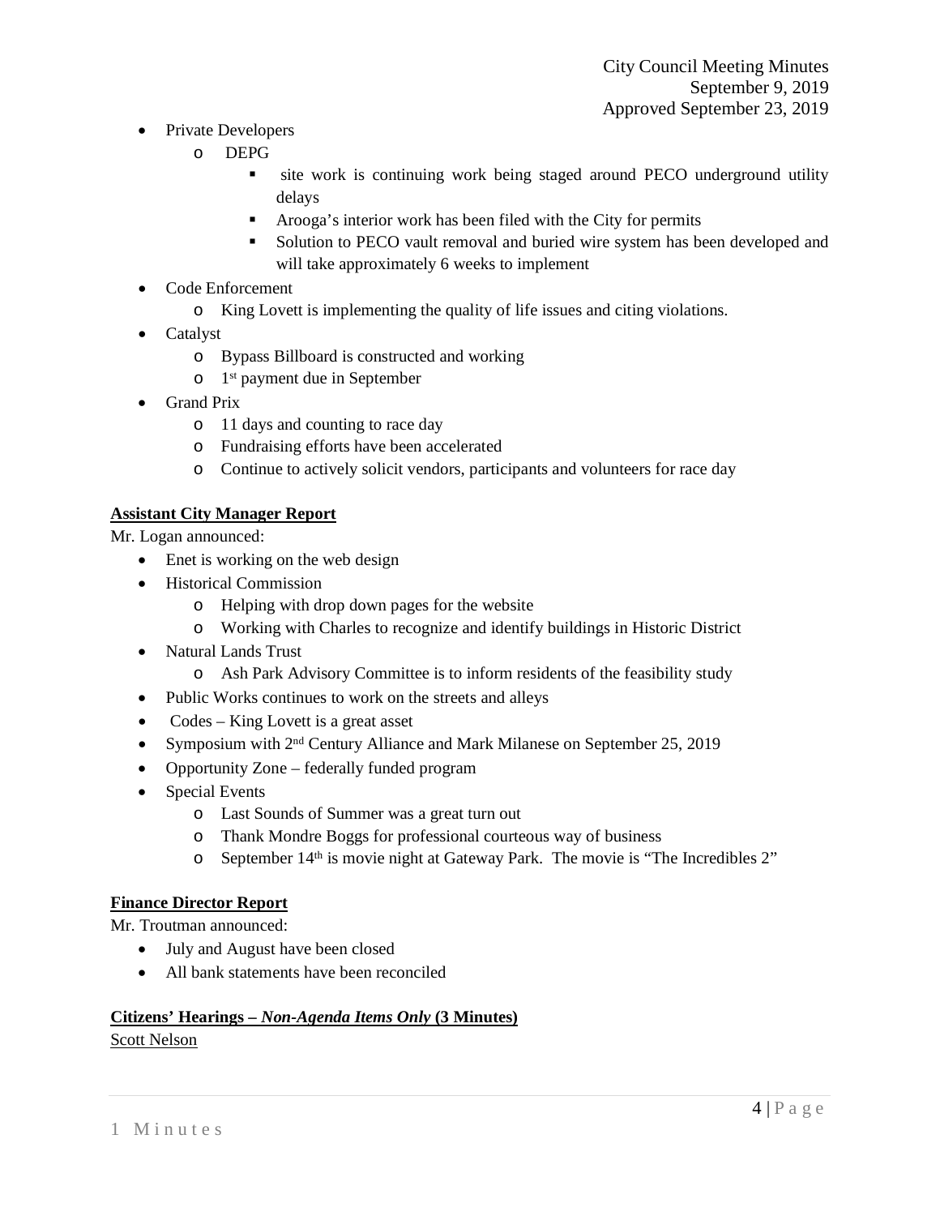- Private Developers
  - DEPG
    - site work is continuing work being staged around PECO underground utility delays
    - Arooga's interior work has been filed with the City for permits
    - Solution to PECO vault removal and buried wire system has been developed and will take approximately 6 weeks to implement
- Code Enforcement
  - King Lovett is implementing the quality of life issues and citing violations.
- Catalyst
  - Bypass Billboard is constructed and working
  - 1st payment due in September
- Grand Prix
  - 11 days and counting to race day
  - Fundraising efforts have been accelerated
  - Continue to actively solicit vendors, participants and volunteers for race day

**Assistant City Manager Report**

Mr. Logan announced:

- Enet is working on the web design
- Historical Commission
  - Helping with drop down pages for the website
  - Working with Charles to recognize and identify buildings in Historic District
- Natural Lands Trust
  - Ash Park Advisory Committee is to inform residents of the feasibility study
- Public Works continues to work on the streets and alleys
- Codes – King Lovett is a great asset
- Symposium with 2nd Century Alliance and Mark Milanese on September 25, 2019
- Opportunity Zone – federally funded program
- Special Events
  - Last Sounds of Summer was a great turn out
  - Thank Mondre Boggs for professional courteous way of business
  - September 14th is movie night at Gateway Park. The movie is "The Incredibles 2"

**Finance Director Report**

Mr. Troutman announced:

- July and August have been closed
- All bank statements have been reconciled

**Citizens' Hearings – *Non-Agenda Items Only* (3 Minutes)**

Scott Nelson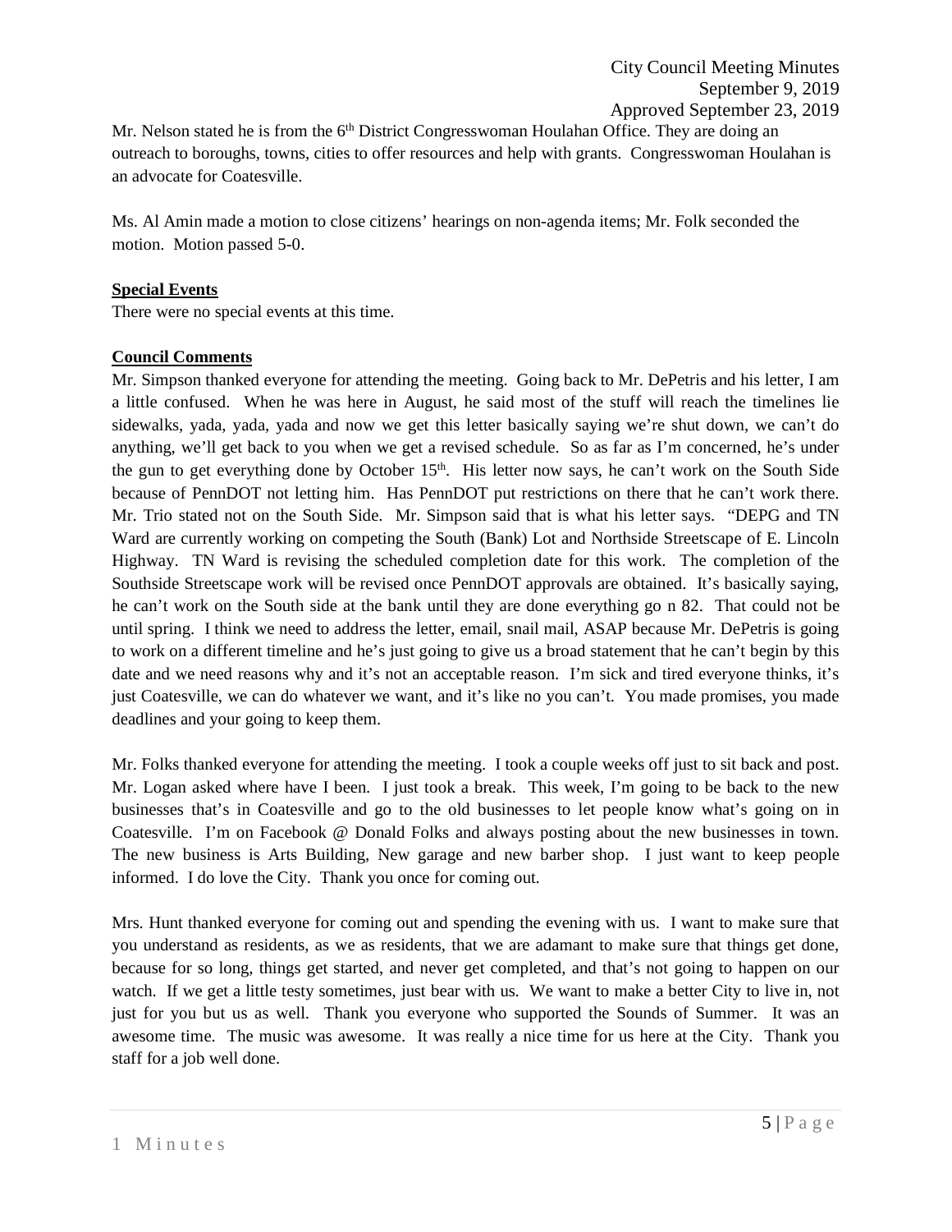Mr. Nelson stated he is from the 6th District Congresswoman Houlahan Office. They are doing an outreach to boroughs, towns, cities to offer resources and help with grants. Congresswoman Houlahan is an advocate for Coatesville.

Ms. Al Amin made a motion to close citizens' hearings on non-agenda items; Mr. Folk seconded the motion. Motion passed 5-0.

**Special Events**

There were no special events at this time.

**Council Comments**

Mr. Simpson thanked everyone for attending the meeting. Going back to Mr. DePetris and his letter, I am a little confused. When he was here in August, he said most of the stuff will reach the timelines lie sidewalks, yada, yada, yada and now we get this letter basically saying we're shut down, we can't do anything, we'll get back to you when we get a revised schedule. So as far as I'm concerned, he's under the gun to get everything done by October 15th. His letter now says, he can't work on the South Side because of PennDOT not letting him. Has PennDOT put restrictions on there that he can't work there. Mr. Trio stated not on the South Side. Mr. Simpson said that is what his letter says. "DEPG and TN Ward are currently working on competing the South (Bank) Lot and Northside Streetscape of E. Lincoln Highway. TN Ward is revising the scheduled completion date for this work. The completion of the Southside Streetscape work will be revised once PennDOT approvals are obtained. It's basically saying, he can't work on the South side at the bank until they are done everything go n 82. That could not be until spring. I think we need to address the letter, email, snail mail, ASAP because Mr. DePetris is going to work on a different timeline and he's just going to give us a broad statement that he can't begin by this date and we need reasons why and it's not an acceptable reason. I'm sick and tired everyone thinks, it's just Coatesville, we can do whatever we want, and it's like no you can't. You made promises, you made deadlines and your going to keep them.

Mr. Folks thanked everyone for attending the meeting. I took a couple weeks off just to sit back and post. Mr. Logan asked where have I been. I just took a break. This week, I'm going to be back to the new businesses that's in Coatesville and go to the old businesses to let people know what's going on in Coatesville. I'm on Facebook @ Donald Folks and always posting about the new businesses in town. The new business is Arts Building, New garage and new barber shop. I just want to keep people informed. I do love the City. Thank you once for coming out.

Mrs. Hunt thanked everyone for coming out and spending the evening with us. I want to make sure that you understand as residents, as we as residents, that we are adamant to make sure that things get done, because for so long, things get started, and never get completed, and that's not going to happen on our watch. If we get a little testy sometimes, just bear with us. We want to make a better City to live in, not just for you but us as well. Thank you everyone who supported the Sounds of Summer. It was an awesome time. The music was awesome. It was really a nice time for us here at the City. Thank you staff for a job well done.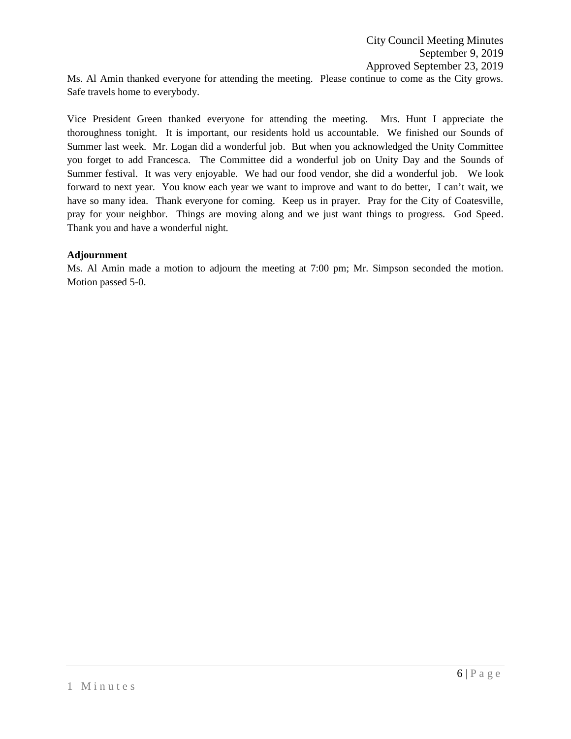Ms. Al Amin thanked everyone for attending the meeting. Please continue to come as the City grows. Safe travels home to everybody.

Vice President Green thanked everyone for attending the meeting. Mrs. Hunt I appreciate the thoroughness tonight. It is important, our residents hold us accountable. We finished our Sounds of Summer last week. Mr. Logan did a wonderful job. But when you acknowledged the Unity Committee you forget to add Francesca. The Committee did a wonderful job on Unity Day and the Sounds of Summer festival. It was very enjoyable. We had our food vendor, she did a wonderful job. We look forward to next year. You know each year we want to improve and want to do better, I can't wait, we have so many idea. Thank everyone for coming. Keep us in prayer. Pray for the City of Coatesville, pray for your neighbor. Things are moving along and we just want things to progress. God Speed. Thank you and have a wonderful night.

**Adjournment**

Ms. Al Amin made a motion to adjourn the meeting at 7:00 pm; Mr. Simpson seconded the motion. Motion passed 5-0.